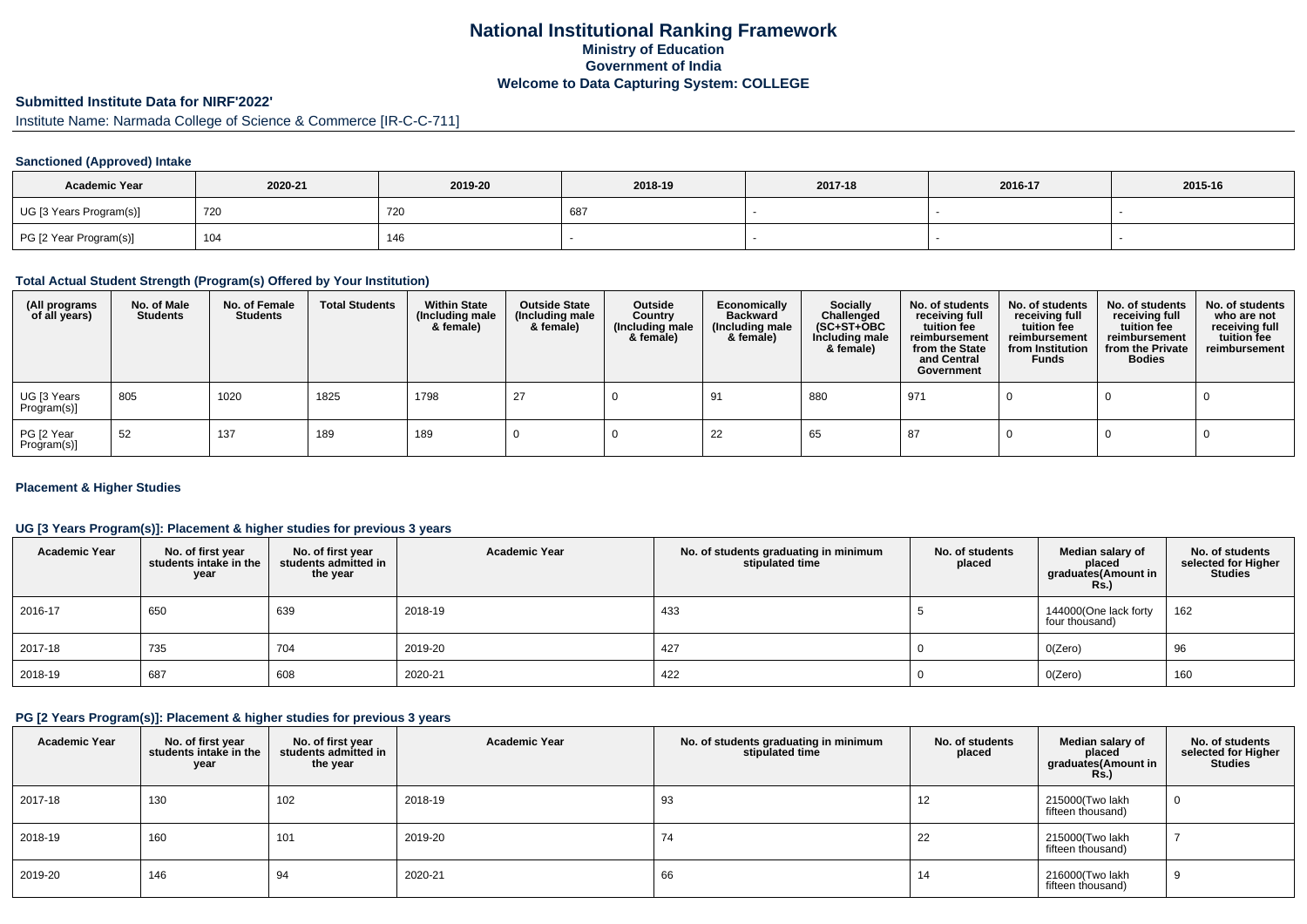# National Institutional Ranking Framework
## Ministry of Education
## Government of India
## Welcome to Data Capturing System: COLLEGE

### Submitted Institute Data for NIRF'2022'

Institute Name: Narmada College of Science & Commerce [IR-C-C-711]

#### Sanctioned (Approved) Intake

| Academic Year | 2020-21 | 2019-20 | 2018-19 | 2017-18 | 2016-17 | 2015-16 |
|---|---|---|---|---|---|---|
| UG [3 Years Program(s)] | 720 | 720 | 687 | - | - | - |
| PG [2 Year Program(s)] | 104 | 146 | - | - | - | - |

#### Total Actual Student Strength (Program(s) Offered by Your Institution)

| (All programs of all years) | No. of Male Students | No. of Female Students | Total Students | Within State (Including male & female) | Outside State (Including male & female) | Outside Country (Including male & female) | Economically Backward (Including male & female) | Socially Challenged (SC+ST+OBC Including male & female) | No. of students receiving full tuition fee reimbursement from the State and Central Government | No. of students receiving full tuition fee reimbursement from Institution Funds | No. of students receiving full tuition fee reimbursement from the Private Bodies | No. of students who are not receiving full tuition fee reimbursement |
|---|---|---|---|---|---|---|---|---|---|---|---|---|
| UG [3 Years Program(s)] | 805 | 1020 | 1825 | 1798 | 27 | 0 | 91 | 880 | 971 | 0 | 0 | 0 |
| PG [2 Year Program(s)] | 52 | 137 | 189 | 189 | 0 | 0 | 22 | 65 | 87 | 0 | 0 | 0 |

#### Placement & Higher Studies

#### UG [3 Years Program(s)]: Placement & higher studies for previous 3 years

| Academic Year | No. of first year students intake in the year | No. of first year students admitted in the year | Academic Year | No. of students graduating in minimum stipulated time | No. of students placed | Median salary of placed graduates(Amount in Rs.) | No. of students selected for Higher Studies |
|---|---|---|---|---|---|---|---|
| 2016-17 | 650 | 639 | 2018-19 | 433 | 5 | 144000(One lack forty four thousand) | 162 |
| 2017-18 | 735 | 704 | 2019-20 | 427 | 0 | 0(Zero) | 96 |
| 2018-19 | 687 | 608 | 2020-21 | 422 | 0 | 0(Zero) | 160 |

#### PG [2 Years Program(s)]: Placement & higher studies for previous 3 years

| Academic Year | No. of first year students intake in the year | No. of first year students admitted in the year | Academic Year | No. of students graduating in minimum stipulated time | No. of students placed | Median salary of placed graduates(Amount in Rs.) | No. of students selected for Higher Studies |
|---|---|---|---|---|---|---|---|
| 2017-18 | 130 | 102 | 2018-19 | 93 | 12 | 215000(Two lakh fifteen thousand) | 0 |
| 2018-19 | 160 | 101 | 2019-20 | 74 | 22 | 215000(Two lakh fifteen thousand) | 7 |
| 2019-20 | 146 | 94 | 2020-21 | 66 | 14 | 216000(Two lakh fifteen thousand) | 9 |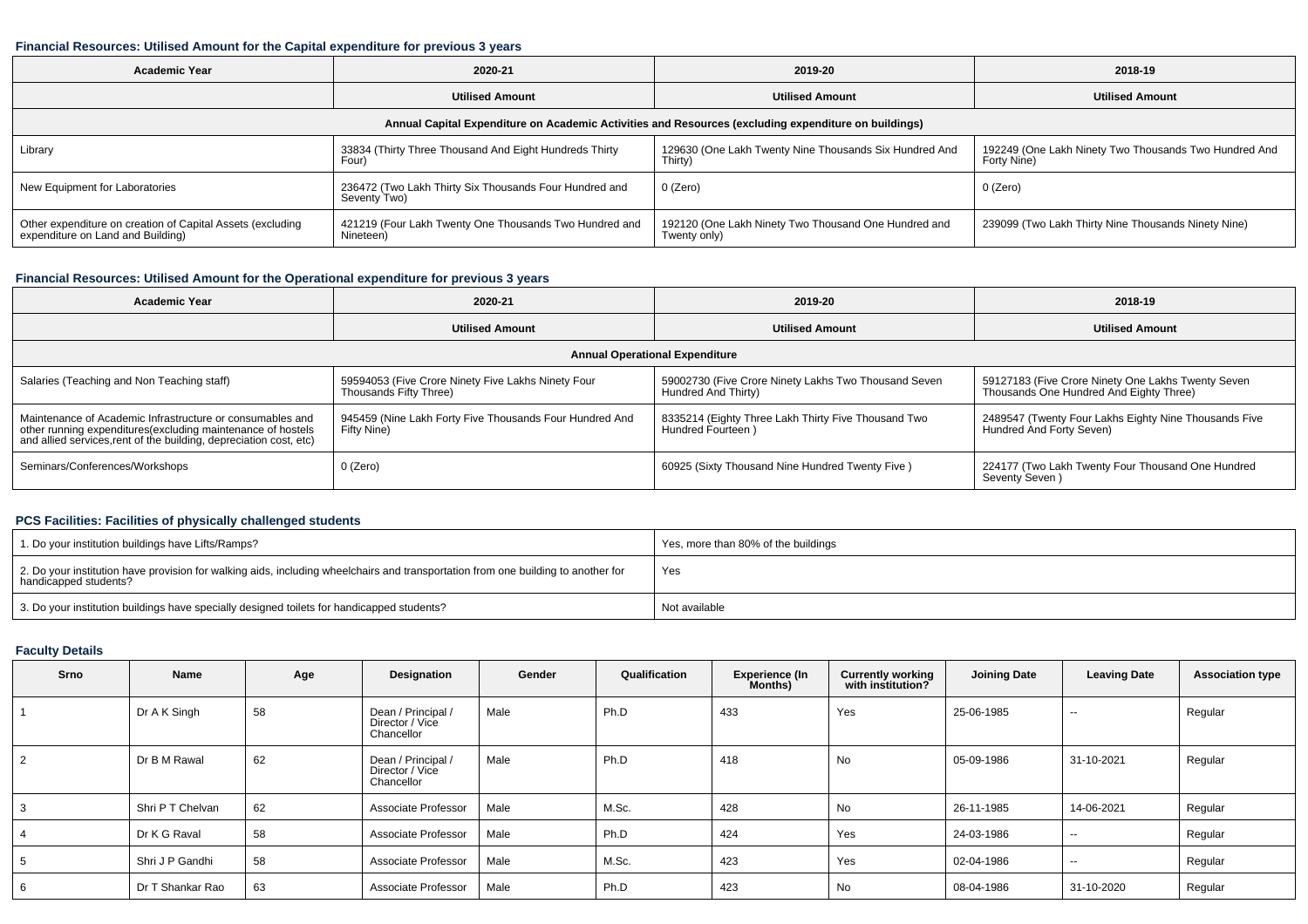#### Financial Resources: Utilised Amount for the Capital expenditure for previous 3 years

| Academic Year | 2020-21 | 2019-20 | 2018-19 |
|---|---|---|---|
| | Utilised Amount | Utilised Amount | Utilised Amount |
| Annual Capital Expenditure on Academic Activities and Resources (excluding expenditure on buildings) | | | |
| Library | 33834 (Thirty Three Thousand And Eight Hundreds Thirty Four) | 129630 (One Lakh Twenty Nine Thousands Six Hundred And Thirty) | 192249 (One Lakh Ninety Two Thousands Two Hundred And Forty Nine) |
| New Equipment for Laboratories | 236472 (Two Lakh Thirty Six Thousands Four Hundred and Seventy Two) | 0 (Zero) | 0 (Zero) |
| Other expenditure on creation of Capital Assets (excluding expenditure on Land and Building) | 421219 (Four Lakh Twenty One Thousands Two Hundred and Nineteen) | 192120 (One Lakh Ninety Two Thousand One Hundred and Twenty only) | 239099 (Two Lakh Thirty Nine Thousands Ninety Nine) |

#### Financial Resources: Utilised Amount for the Operational expenditure for previous 3 years

| Academic Year | 2020-21 | 2019-20 | 2018-19 |
|---|---|---|---|
| | Utilised Amount | Utilised Amount | Utilised Amount |
| Annual Operational Expenditure | | | |
| Salaries (Teaching and Non Teaching staff) | 59594053 (Five Crore Ninety Five Lakhs Ninety Four Thousands Fifty Three) | 59002730 (Five Crore Ninety Lakhs Two Thousand Seven Hundred And Thirty) | 59127183 (Five Crore Ninety One Lakhs Twenty Seven Thousands One Hundred And Eighty Three) |
| Maintenance of Academic Infrastructure or consumables and other running expenditures(excluding maintenance of hostels and allied services,rent of the building, depreciation cost, etc) | 945459 (Nine Lakh Forty Five Thousands Four Hundred And Fifty Nine) | 8335214 (Eighty Three Lakh Thirty Five Thousand Two Hundred Fourteen ) | 2489547 (Twenty Four Lakhs Eighty Nine Thousands Five Hundred And Forty Seven) |
| Seminars/Conferences/Workshops | 0 (Zero) | 60925 (Sixty Thousand Nine Hundred Twenty Five ) | 224177 (Two Lakh Twenty Four Thousand One Hundred Seventy Seven ) |

#### PCS Facilities: Facilities of physically challenged students

| | |
|---|---|
| 1. Do your institution buildings have Lifts/Ramps? | Yes, more than 80% of the buildings |
| 2. Do your institution have provision for walking aids, including wheelchairs and transportation from one building to another for handicapped students? | Yes |
| 3. Do your institution buildings have specially designed toilets for handicapped students? | Not available |

#### Faculty Details

| Srno | Name | Age | Designation | Gender | Qualification | Experience (In Months) | Currently working with institution? | Joining Date | Leaving Date | Association type |
|---|---|---|---|---|---|---|---|---|---|---|
| 1 | Dr A K Singh | 58 | Dean / Principal / Director / Vice Chancellor | Male | Ph.D | 433 | Yes | 25-06-1985 | -- | Regular |
| 2 | Dr B M Rawal | 62 | Dean / Principal / Director / Vice Chancellor | Male | Ph.D | 418 | No | 05-09-1986 | 31-10-2021 | Regular |
| 3 | Shri P T Chelvan | 62 | Associate Professor | Male | M.Sc. | 428 | No | 26-11-1985 | 14-06-2021 | Regular |
| 4 | Dr K G Raval | 58 | Associate Professor | Male | Ph.D | 424 | Yes | 24-03-1986 | -- | Regular |
| 5 | Shri J P Gandhi | 58 | Associate Professor | Male | M.Sc. | 423 | Yes | 02-04-1986 | -- | Regular |
| 6 | Dr T Shankar Rao | 63 | Associate Professor | Male | Ph.D | 423 | No | 08-04-1986 | 31-10-2020 | Regular |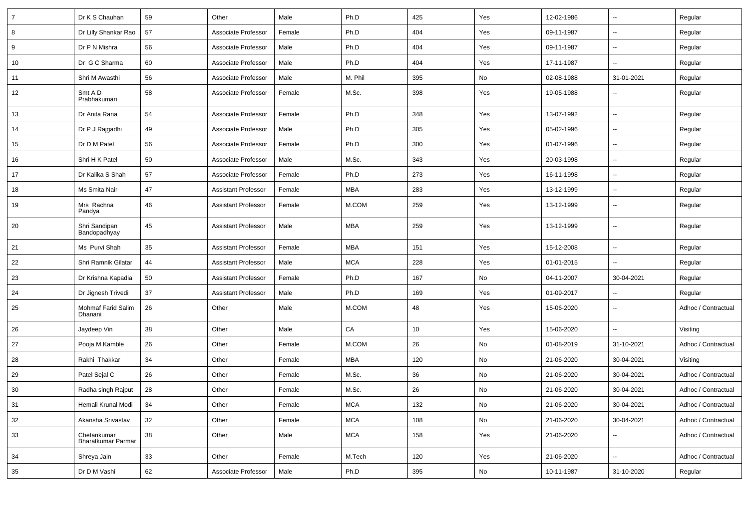| | | | | | | | | | | |
|---|---|---|---|---|---|---|---|---|---|---|
| 7 | Dr K S Chauhan | 59 | Other | Male | Ph.D | 425 | Yes | 12-02-1986 | -- | Regular |
| 8 | Dr Lilly Shankar Rao | 57 | Associate Professor | Female | Ph.D | 404 | Yes | 09-11-1987 | -- | Regular |
| 9 | Dr P N Mishra | 56 | Associate Professor | Male | Ph.D | 404 | Yes | 09-11-1987 | -- | Regular |
| 10 | Dr G C Sharma | 60 | Associate Professor | Male | Ph.D | 404 | Yes | 17-11-1987 | -- | Regular |
| 11 | Shri M Awasthi | 56 | Associate Professor | Male | M. Phil | 395 | No | 02-08-1988 | 31-01-2021 | Regular |
| 12 | Smt A D Prabhakumari | 58 | Associate Professor | Female | M.Sc. | 398 | Yes | 19-05-1988 | -- | Regular |
| 13 | Dr Anita Rana | 54 | Associate Professor | Female | Ph.D | 348 | Yes | 13-07-1992 | -- | Regular |
| 14 | Dr P J Rajgadhi | 49 | Associate Professor | Male | Ph.D | 305 | Yes | 05-02-1996 | -- | Regular |
| 15 | Dr D M Patel | 56 | Associate Professor | Female | Ph.D | 300 | Yes | 01-07-1996 | -- | Regular |
| 16 | Shri H K Patel | 50 | Associate Professor | Male | M.Sc. | 343 | Yes | 20-03-1998 | -- | Regular |
| 17 | Dr Kalika S Shah | 57 | Associate Professor | Female | Ph.D | 273 | Yes | 16-11-1998 | -- | Regular |
| 18 | Ms Smita Nair | 47 | Assistant Professor | Female | MBA | 283 | Yes | 13-12-1999 | -- | Regular |
| 19 | Mrs Rachna Pandya | 46 | Assistant Professor | Female | M.COM | 259 | Yes | 13-12-1999 | -- | Regular |
| 20 | Shri Sandipan Bandopadhyay | 45 | Assistant Professor | Male | MBA | 259 | Yes | 13-12-1999 | -- | Regular |
| 21 | Ms Purvi Shah | 35 | Assistant Professor | Female | MBA | 151 | Yes | 15-12-2008 | -- | Regular |
| 22 | Shri Ramnik Gilatar | 44 | Assistant Professor | Male | MCA | 228 | Yes | 01-01-2015 | -- | Regular |
| 23 | Dr Krishna Kapadia | 50 | Assistant Professor | Female | Ph.D | 167 | No | 04-11-2007 | 30-04-2021 | Regular |
| 24 | Dr Jignesh Trivedi | 37 | Assistant Professor | Male | Ph.D | 169 | Yes | 01-09-2017 | -- | Regular |
| 25 | Mohmaf Farid Salim Dhanani | 26 | Other | Male | M.COM | 48 | Yes | 15-06-2020 | -- | Adhoc / Contractual |
| 26 | Jaydeep Vin | 38 | Other | Male | CA | 10 | Yes | 15-06-2020 | -- | Visiting |
| 27 | Pooja M Kamble | 26 | Other | Female | M.COM | 26 | No | 01-08-2019 | 31-10-2021 | Adhoc / Contractual |
| 28 | Rakhi Thakkar | 34 | Other | Female | MBA | 120 | No | 21-06-2020 | 30-04-2021 | Visiting |
| 29 | Patel Sejal C | 26 | Other | Female | M.Sc. | 36 | No | 21-06-2020 | 30-04-2021 | Adhoc / Contractual |
| 30 | Radha singh Rajput | 28 | Other | Female | M.Sc. | 26 | No | 21-06-2020 | 30-04-2021 | Adhoc / Contractual |
| 31 | Hemali Krunal Modi | 34 | Other | Female | MCA | 132 | No | 21-06-2020 | 30-04-2021 | Adhoc / Contractual |
| 32 | Akansha Srivastav | 32 | Other | Female | MCA | 108 | No | 21-06-2020 | 30-04-2021 | Adhoc / Contractual |
| 33 | Chetankumar Bharatkumar Parmar | 38 | Other | Male | MCA | 158 | Yes | 21-06-2020 | -- | Adhoc / Contractual |
| 34 | Shreya Jain | 33 | Other | Female | M.Tech | 120 | Yes | 21-06-2020 | -- | Adhoc / Contractual |
| 35 | Dr D M Vashi | 62 | Associate Professor | Male | Ph.D | 395 | No | 10-11-1987 | 31-10-2020 | Regular |